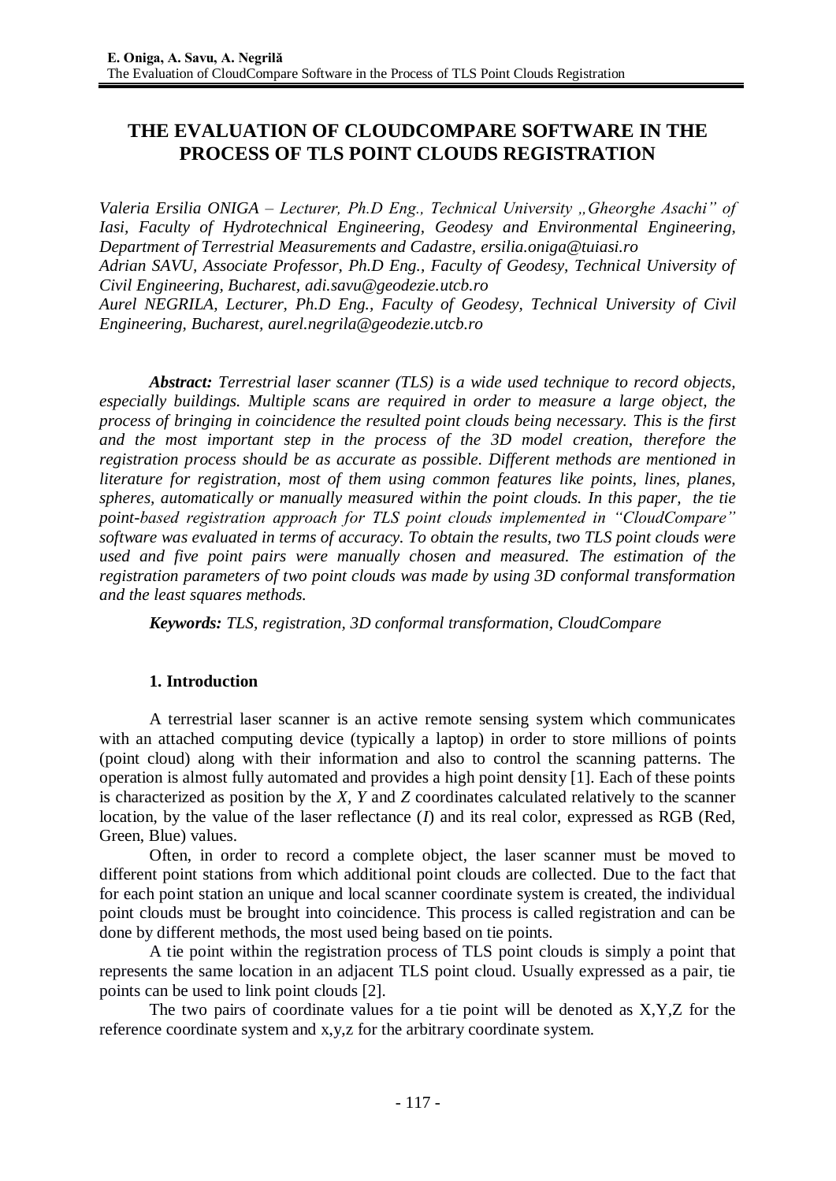# THE EVALUATION OF CLOUDCOMPARE SOFTWARE IN THE PROCESS OF TLS POINT CLOUDS REGISTRATION

*Valeria Ersilia ONIGA – Lecturer, Ph.D Eng., Technical University „Gheorghe Asachi" of Iasi, Faculty of Hydrotechnical Engineering, Geodesy and Environmental Engineering, Department of Terrestrial Measurements and Cadastre, ersilia.oniga@tuiasi.ro*
*Adrian SAVU, Associate Professor, Ph.D Eng., Faculty of Geodesy, Technical University of Civil Engineering, Bucharest, adi.savu@geodezie.utcb.ro*
*Aurel NEGRILA, Lecturer, Ph.D Eng., Faculty of Geodesy, Technical University of Civil Engineering, Bucharest, aurel.negrila@geodezie.utcb.ro*

***Abstract:*** *Terrestrial laser scanner (TLS) is a wide used technique to record objects, especially buildings. Multiple scans are required in order to measure a large object, the process of bringing in coincidence the resulted point clouds being necessary. This is the first and the most important step in the process of the 3D model creation, therefore the registration process should be as accurate as possible. Different methods are mentioned in literature for registration, most of them using common features like points, lines, planes, spheres, automatically or manually measured within the point clouds. In this paper, the tie point-based registration approach for TLS point clouds implemented in "CloudCompare" software was evaluated in terms of accuracy. To obtain the results, two TLS point clouds were used and five point pairs were manually chosen and measured. The estimation of the registration parameters of two point clouds was made by using 3D conformal transformation and the least squares methods.*

***Keywords:*** *TLS, registration, 3D conformal transformation, CloudCompare*

## 1. Introduction

A terrestrial laser scanner is an active remote sensing system which communicates with an attached computing device (typically a laptop) in order to store millions of points (point cloud) along with their information and also to control the scanning patterns. The operation is almost fully automated and provides a high point density [1]. Each of these points is characterized as position by the *X*, *Y* and *Z* coordinates calculated relatively to the scanner location, by the value of the laser reflectance (*I*) and its real color, expressed as RGB (Red, Green, Blue) values.

Often, in order to record a complete object, the laser scanner must be moved to different point stations from which additional point clouds are collected. Due to the fact that for each point station an unique and local scanner coordinate system is created, the individual point clouds must be brought into coincidence. This process is called registration and can be done by different methods, the most used being based on tie points.

A tie point within the registration process of TLS point clouds is simply a point that represents the same location in an adjacent TLS point cloud. Usually expressed as a pair, tie points can be used to link point clouds [2].

The two pairs of coordinate values for a tie point will be denoted as X,Y,Z for the reference coordinate system and x,y,z for the arbitrary coordinate system.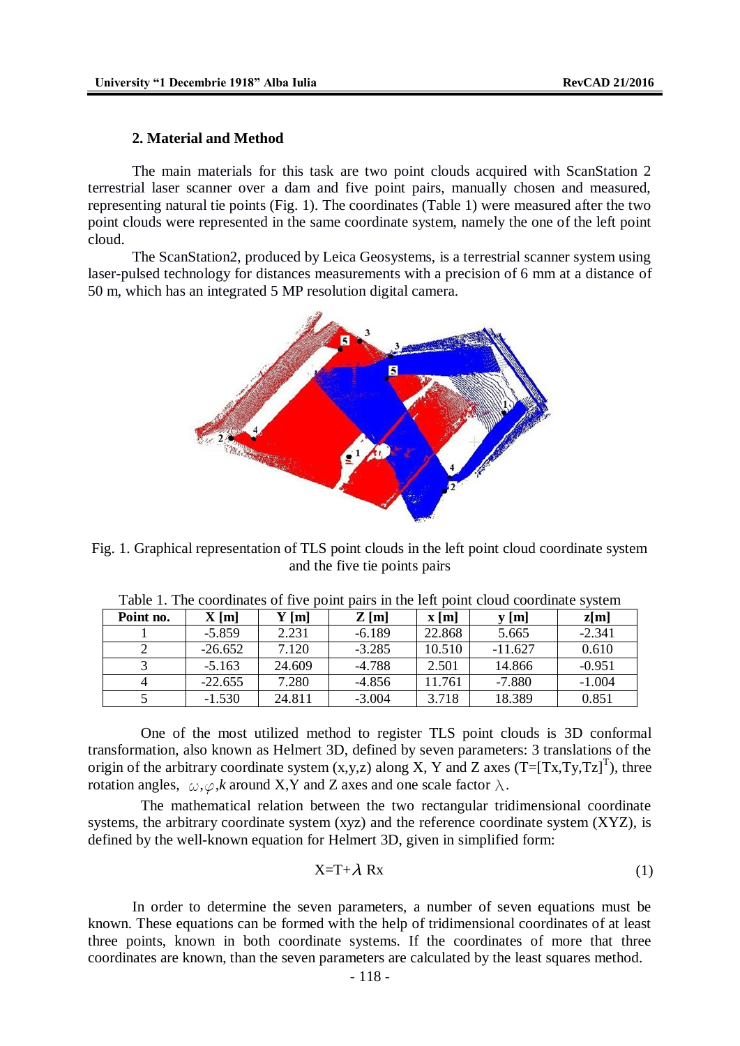## 2. Material and Method

The main materials for this task are two point clouds acquired with ScanStation 2 terrestrial laser scanner over a dam and five point pairs, manually chosen and measured, representing natural tie points (Fig. 1). The coordinates (Table 1) were measured after the two point clouds were represented in the same coordinate system, namely the one of the left point cloud.

The ScanStation2, produced by Leica Geosystems, is a terrestrial scanner system using laser-pulsed technology for distances measurements with a precision of 6 mm at a distance of 50 m, which has an integrated 5 MP resolution digital camera.

Fig. 1. Graphical representation of TLS point clouds in the left point cloud coordinate system and the five tie points pairs

Table 1. The coordinates of five point pairs in the left point cloud coordinate system

| Point no. | X [m] | Y [m] | Z [m] | x [m] | y [m] | z[m] |
|---|---|---|---|---|---|---|
| 1 | -5.859 | 2.231 | -6.189 | 22.868 | 5.665 | -2.341 |
| 2 | -26.652 | 7.120 | -3.285 | 10.510 | -11.627 | 0.610 |
| 3 | -5.163 | 24.609 | -4.788 | 2.501 | 14.866 | -0.951 |
| 4 | -22.655 | 7.280 | -4.856 | 11.761 | -7.880 | -1.004 |
| 5 | -1.530 | 24.811 | -3.004 | 3.718 | 18.389 | 0.851 |

One of the most utilized method to register TLS point clouds is 3D conformal transformation, also known as Helmert 3D, defined by seven parameters: 3 translations of the origin of the arbitrary coordinate system (x,y,z) along X, Y and Z axes ($T=[Tx,Ty,Tz]^T$), three rotation angles, $\omega,\varphi,k$ around X,Y and Z axes and one scale factor $\lambda$.

The mathematical relation between the two rectangular tridimensional coordinate systems, the arbitrary coordinate system (xyz) and the reference coordinate system (XYZ), is defined by the well-known equation for Helmert 3D, given in simplified form:

$$X=T+\lambda\, Rx \tag{1}$$

In order to determine the seven parameters, a number of seven equations must be known. These equations can be formed with the help of tridimensional coordinates of at least three points, known in both coordinate systems. If the coordinates of more that three coordinates are known, than the seven parameters are calculated by the least squares method.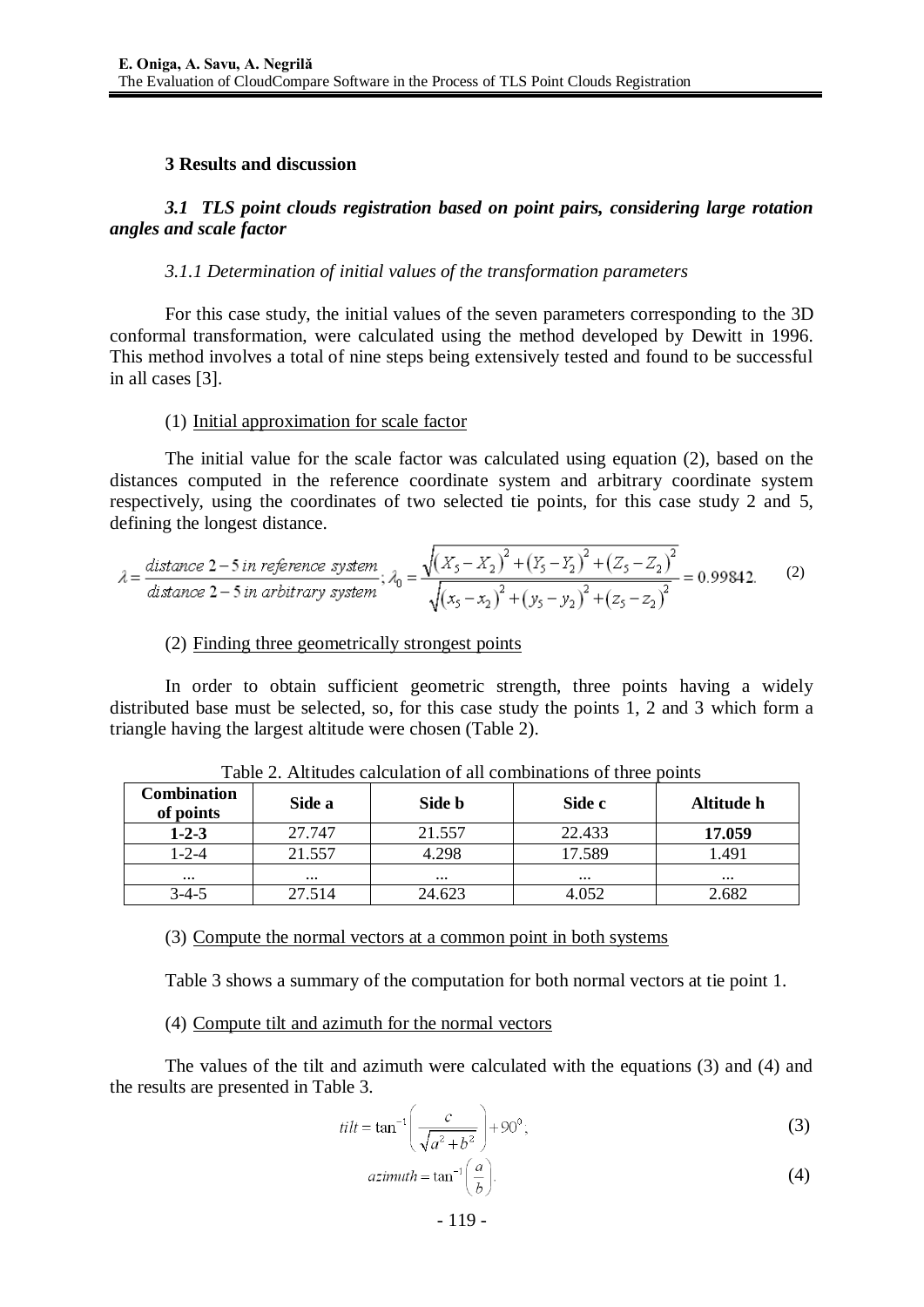## 3 Results and discussion

### *3.1 TLS point clouds registration based on point pairs, considering large rotation angles and scale factor*

#### *3.1.1 Determination of initial values of the transformation parameters*

For this case study, the initial values of the seven parameters corresponding to the 3D conformal transformation, were calculated using the method developed by Dewitt in 1996. This method involves a total of nine steps being extensively tested and found to be successful in all cases [3].

(1) Initial approximation for scale factor

The initial value for the scale factor was calculated using equation (2), based on the distances computed in the reference coordinate system and arbitrary coordinate system respectively, using the coordinates of two selected tie points, for this case study 2 and 5, defining the longest distance.

$$\lambda = \frac{\textit{distance } 2-5 \textit{ in reference system}}{\textit{distance } 2-5 \textit{ in arbitrary system}};\ \lambda_0 = \frac{\sqrt{(X_5 - X_2)^2 + (Y_5 - Y_2)^2 + (Z_5 - Z_2)^2}}{\sqrt{(x_5 - x_2)^2 + (y_5 - y_2)^2 + (z_5 - z_2)^2}} = 0.99842. \tag{2}$$

(2) Finding three geometrically strongest points

In order to obtain sufficient geometric strength, three points having a widely distributed base must be selected, so, for this case study the points 1, 2 and 3 which form a triangle having the largest altitude were chosen (Table 2).

Table 2. Altitudes calculation of all combinations of three points

| Combination of points | Side a | Side b | Side c | Altitude h |
|---|---|---|---|---|
| **1-2-3** | 27.747 | 21.557 | 22.433 | **17.059** |
| 1-2-4 | 21.557 | 4.298 | 17.589 | 1.491 |
| ... | ... | ... | ... | ... |
| 3-4-5 | 27.514 | 24.623 | 4.052 | 2.682 |

(3) Compute the normal vectors at a common point in both systems

Table 3 shows a summary of the computation for both normal vectors at tie point 1.

(4) Compute tilt and azimuth for the normal vectors

The values of the tilt and azimuth were calculated with the equations (3) and (4) and the results are presented in Table 3.

$$tilt = \tan^{-1}\left(\frac{c}{\sqrt{a^2 + b^2}}\right) + 90^0; \tag{3}$$

$$azimuth = \tan^{-1}\left(\frac{a}{b}\right). \tag{4}$$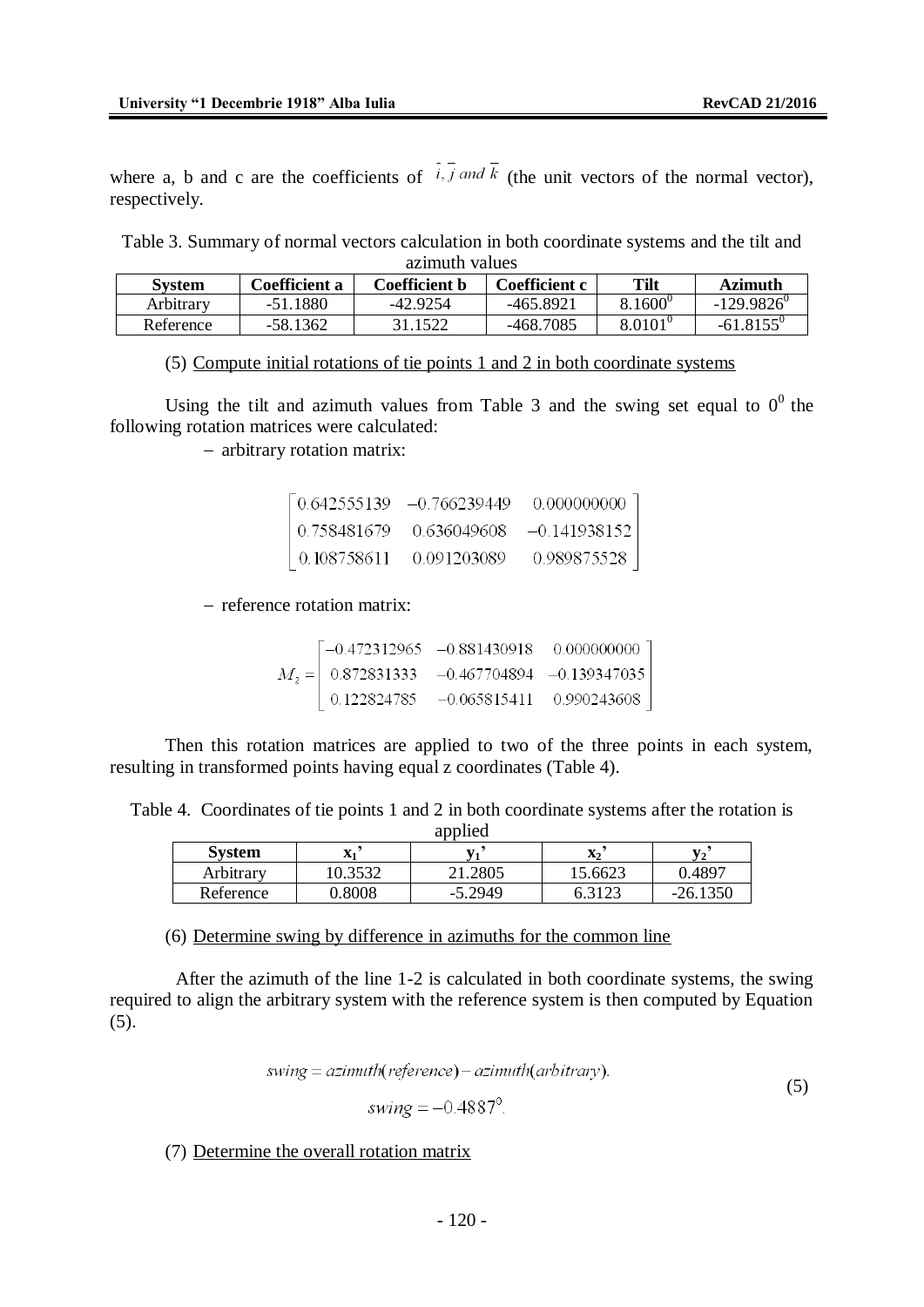where a, b and c are the coefficients of $\bar{i}, \bar{j}$ and $\bar{k}$ (the unit vectors of the normal vector), respectively.

Table 3. Summary of normal vectors calculation in both coordinate systems and the tilt and azimuth values

| System | Coefficient a | Coefficient b | Coefficient c | Tilt | Azimuth |
|---|---|---|---|---|---|
| Arbitrary | -51.1880 | -42.9254 | -465.8921 | $8.1600^0$ | $-129.9826^0$ |
| Reference | -58.1362 | 31.1522 | -468.7085 | $8.0101^0$ | $-61.8155^0$ |

(5) Compute initial rotations of tie points 1 and 2 in both coordinate systems

Using the tilt and azimuth values from Table 3 and the swing set equal to $0^0$ the following rotation matrices were calculated:

- arbitrary rotation matrix:

$$\begin{bmatrix} 0.642555139 & -0.766239449 & 0.000000000 \\ 0.758481679 & 0.636049608 & -0.141938152 \\ 0.108758611 & 0.091203089 & 0.989875528 \end{bmatrix}$$

- reference rotation matrix:

$$M_2 = \begin{bmatrix} -0.472312965 & -0.881430918 & 0.000000000 \\ 0.872831333 & -0.467704894 & -0.139347035 \\ 0.122824785 & -0.065815411 & 0.990243608 \end{bmatrix}$$

Then this rotation matrices are applied to two of the three points in each system, resulting in transformed points having equal z coordinates (Table 4).

Table 4. Coordinates of tie points 1 and 2 in both coordinate systems after the rotation is applied

| System | $x_1$' | $y_1$' | $x_2$' | $y_2$' |
|---|---|---|---|---|
| Arbitrary | 10.3532 | 21.2805 | 15.6623 | 0.4897 |
| Reference | 0.8008 | -5.2949 | 6.3123 | -26.1350 |

(6) Determine swing by difference in azimuths for the common line

After the azimuth of the line 1-2 is calculated in both coordinate systems, the swing required to align the arbitrary system with the reference system is then computed by Equation (5).

$$swing = azimuth(reference) - azimuth(arbitrary).$$
$$swing = -0.4887^0. \tag{5}$$

(7) Determine the overall rotation matrix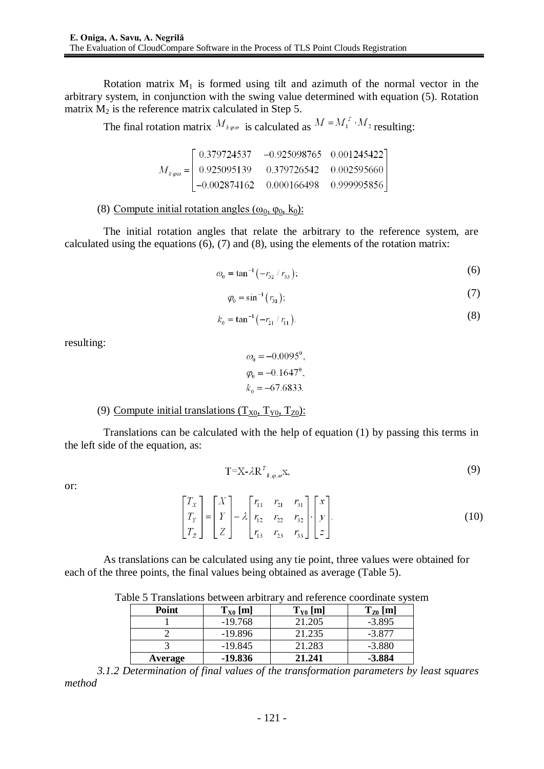Rotation matrix $M_1$ is formed using tilt and azimuth of the normal vector in the arbitrary system, in conjunction with the swing value determined with equation (5). Rotation matrix $M_2$ is the reference matrix calculated in Step 5.

The final rotation matrix $M_{k\varphi\omega}$ is calculated as $M = M_1^T \cdot M_2$ resulting:

$$M_{k\varphi\omega} = \begin{bmatrix} 0.379724537 & -0.925098765 & 0.001245422 \\ 0.925095139 & 0.379726542 & 0.002595660 \\ -0.002874162 & 0.000166498 & 0.999995856 \end{bmatrix}$$

(8) Compute initial rotation angles ($\omega_0$, $\varphi_0$, $k_0$):

The initial rotation angles that relate the arbitrary to the reference system, are calculated using the equations (6), (7) and (8), using the elements of the rotation matrix:

$$\omega_0 = \tan^{-1}\left(-r_{32} / r_{33}\right); \tag{6}$$

$$\varphi_0 = \sin^{-1}\left(r_{31}\right); \tag{7}$$

$$k_0 = \tan^{-1}\left(-r_{21} / r_{11}\right). \tag{8}$$

resulting:

$$\omega_0 = -0.0095^0,$$
$$\varphi_0 = -0.1647^0,$$
$$k_0 = -67.6833.$$

(9) Compute initial translations ($T_{X0}$, $T_{Y0}$, $T_{Z0}$):

Translations can be calculated with the help of equation (1) by passing this terms in the left side of the equation, as:

$$\mathrm{T} = \mathrm{X} - \lambda \mathrm{R}^T_{k,\varphi,\omega}\mathrm{x}, \tag{9}$$

or:

$$\begin{bmatrix} T_X \\ T_Y \\ T_Z \end{bmatrix} = \begin{bmatrix} X \\ Y \\ Z \end{bmatrix} - \lambda \begin{bmatrix} r_{11} & r_{21} & r_{31} \\ r_{12} & r_{22} & r_{32} \\ r_{13} & r_{23} & r_{33} \end{bmatrix} \cdot \begin{bmatrix} x \\ y \\ z \end{bmatrix}. \tag{10}$$

As translations can be calculated using any tie point, three values were obtained for each of the three points, the final values being obtained as average (Table 5).

Table 5 Translations between arbitrary and reference coordinate system

| Point | $T_{X0}$ [m] | $T_{Y0}$ [m] | $T_{Z0}$ [m] |
|---|---|---|---|
| 1 | -19.768 | 21.205 | -3.895 |
| 2 | -19.896 | 21.235 | -3.877 |
| 3 | -19.845 | 21.283 | -3.880 |
| **Average** | **-19.836** | **21.241** | **-3.884** |

*3.1.2 Determination of final values of the transformation parameters by least squares method*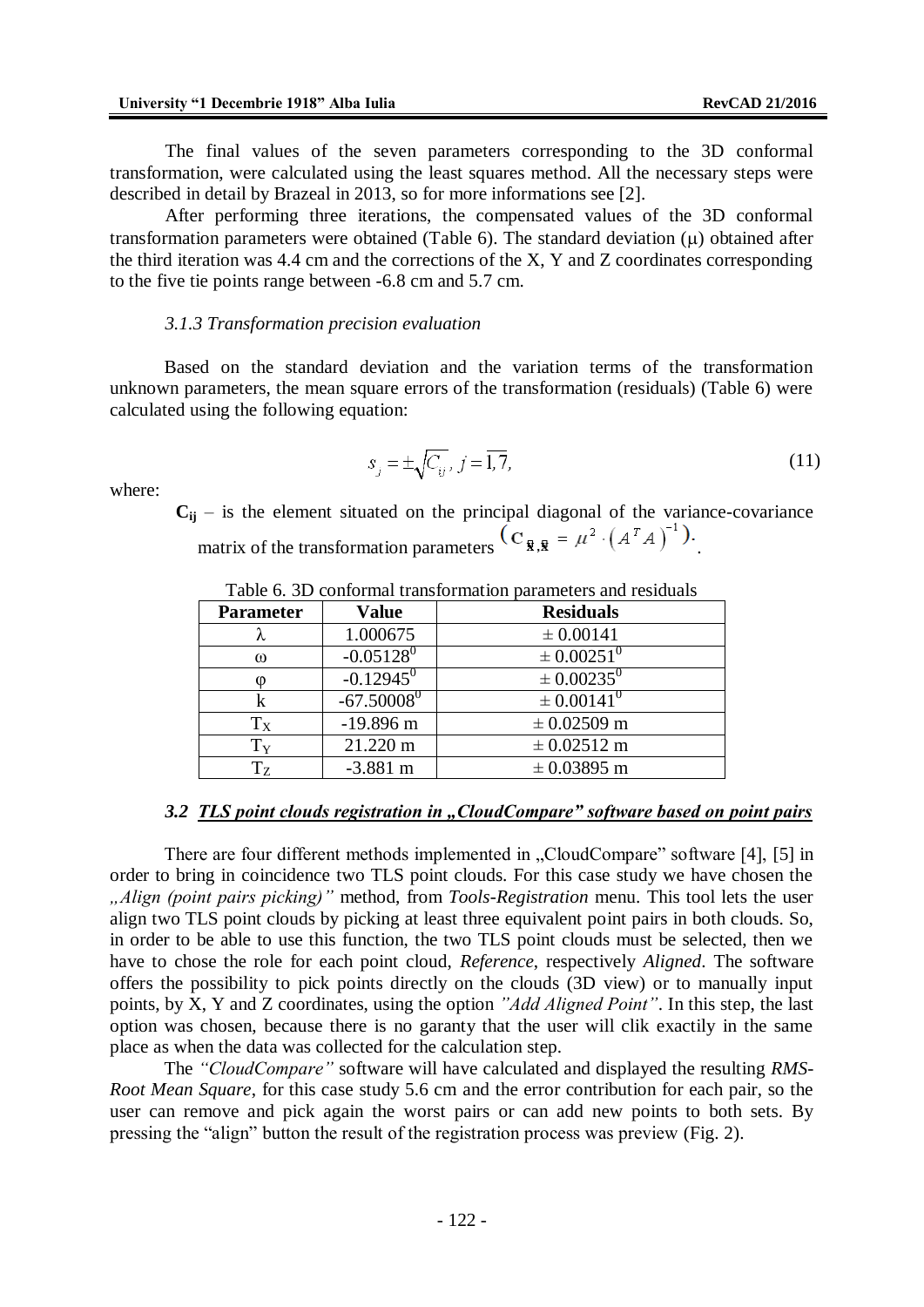The final values of the seven parameters corresponding to the 3D conformal transformation, were calculated using the least squares method. All the necessary steps were described in detail by Brazeal in 2013, so for more informations see [2].

After performing three iterations, the compensated values of the 3D conformal transformation parameters were obtained (Table 6). The standard deviation ($\mu$) obtained after the third iteration was 4.4 cm and the corrections of the X, Y and Z coordinates corresponding to the five tie points range between -6.8 cm and 5.7 cm.

### *3.1.3 Transformation precision evaluation*

Based on the standard deviation and the variation terms of the transformation unknown parameters, the mean square errors of the transformation (residuals) (Table 6) were calculated using the following equation:

$$s_j = \pm\sqrt{C_{ij}},\ j = \overline{1,7}, \tag{11}$$

where:

- $\mathbf{C_{ij}}$ – is the element situated on the principal diagonal of the variance-covariance matrix of the transformation parameters $\left(\mathbf{C}_{\bar{\mathbf{x}},\bar{\mathbf{x}}} = \mu^2 \cdot \left(A^T A\right)^{-1}\right)$.

Table 6. 3D conformal transformation parameters and residuals

| Parameter | Value | Residuals |
|---|---|---|
| $\lambda$ | 1.000675 | $\pm$ 0.00141 |
| $\omega$ | $-0.05128^0$ | $\pm 0.00251^0$ |
| $\varphi$ | $-0.12945^0$ | $\pm 0.00235^0$ |
| k | $-67.50008^0$ | $\pm 0.00141^0$ |
| $T_X$ | -19.896 m | $\pm$ 0.02509 m |
| $T_Y$ | 21.220 m | $\pm$ 0.02512 m |
| $T_Z$ | -3.881 m | $\pm$ 0.03895 m |

### ***3.2 TLS point clouds registration in „CloudCompare" software based on point pairs***

There are four different methods implemented in „CloudCompare" software [4], [5] in order to bring in coincidence two TLS point clouds. For this case study we have chosen the *„Align (point pairs picking)"* method, from *Tools-Registration* menu. This tool lets the user align two TLS point clouds by picking at least three equivalent point pairs in both clouds. So, in order to be able to use this function, the two TLS point clouds must be selected, then we have to chose the role for each point cloud, *Reference*, respectively *Aligned*. The software offers the possibility to pick points directly on the clouds (3D view) or to manually input points, by X, Y and Z coordinates, using the option *"Add Aligned Point"*. In this step, the last option was chosen, because there is no garanty that the user will clik exactly in the same place as when the data was collected for the calculation step.

The *"CloudCompare"* software will have calculated and displayed the resulting *RMS-Root Mean Square*, for this case study 5.6 cm and the error contribution for each pair, so the user can remove and pick again the worst pairs or can add new points to both sets. By pressing the "align" button the result of the registration process was preview (Fig. 2).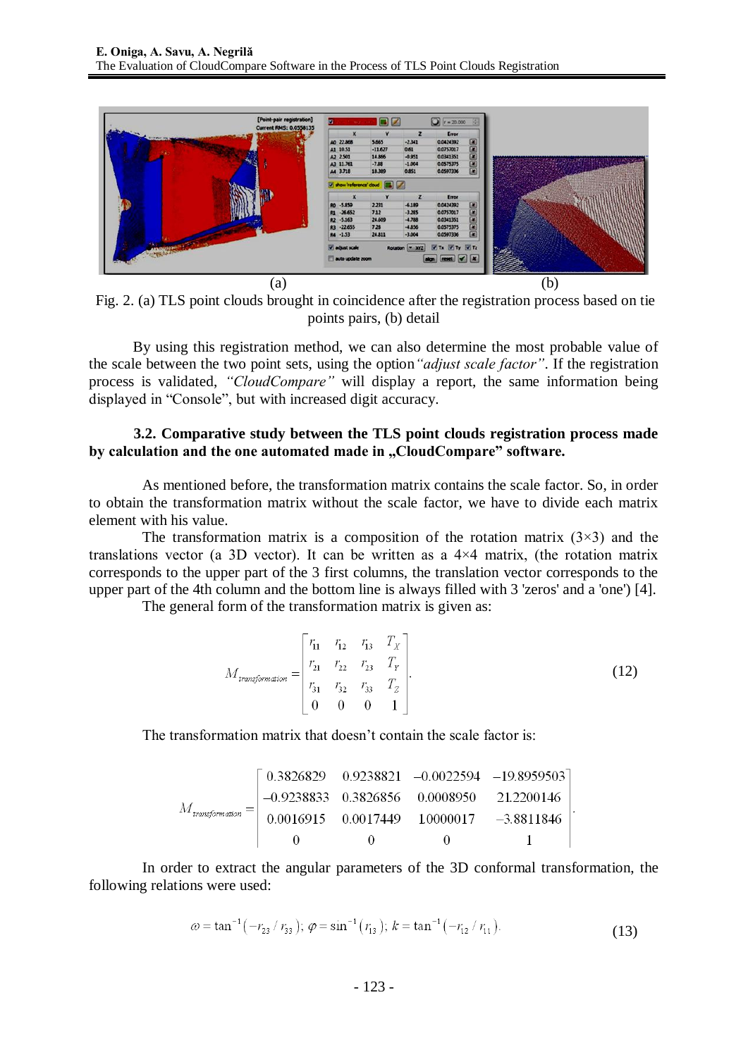(a) (b)

Fig. 2. (a) TLS point clouds brought in coincidence after the registration process based on tie points pairs, (b) detail

By using this registration method, we can also determine the most probable value of the scale between the two point sets, using the option *"adjust scale factor"*. If the registration process is validated, *"CloudCompare"* will display a report, the same information being displayed in "Console", but with increased digit accuracy.

### 3.2. Comparative study between the TLS point clouds registration process made by calculation and the one automated made in „CloudCompare" software.

As mentioned before, the transformation matrix contains the scale factor. So, in order to obtain the transformation matrix without the scale factor, we have to divide each matrix element with his value.

The transformation matrix is a composition of the rotation matrix (3×3) and the translations vector (a 3D vector). It can be written as a 4×4 matrix, (the rotation matrix corresponds to the upper part of the 3 first columns, the translation vector corresponds to the upper part of the 4th column and the bottom line is always filled with 3 'zeros' and a 'one') [4].

The general form of the transformation matrix is given as:

$$M_{transformation} = \begin{bmatrix} r_{11} & r_{12} & r_{13} & T_X \\ r_{21} & r_{22} & r_{23} & T_Y \\ r_{31} & r_{32} & r_{33} & T_Z \\ 0 & 0 & 0 & 1 \end{bmatrix}. \tag{12}$$

The transformation matrix that doesn't contain the scale factor is:

$$M_{transformation} = \begin{bmatrix} 0.3826829 & 0.9238821 & -0.0022594 & -19.8959503 \\ -0.9238833 & 0.3826856 & 0.0008950 & 21.2200146 \\ 0.0016915 & 0.0017449 & 1.0000017 & -3.8811846 \\ 0 & 0 & 0 & 1 \end{bmatrix}.$$

In order to extract the angular parameters of the 3D conformal transformation, the following relations were used:

$$\omega = \tan^{-1}\left(-r_{23} / r_{33}\right);\ \varphi = \sin^{-1}\left(r_{13}\right);\ k = \tan^{-1}\left(-r_{12} / r_{11}\right). \tag{13}$$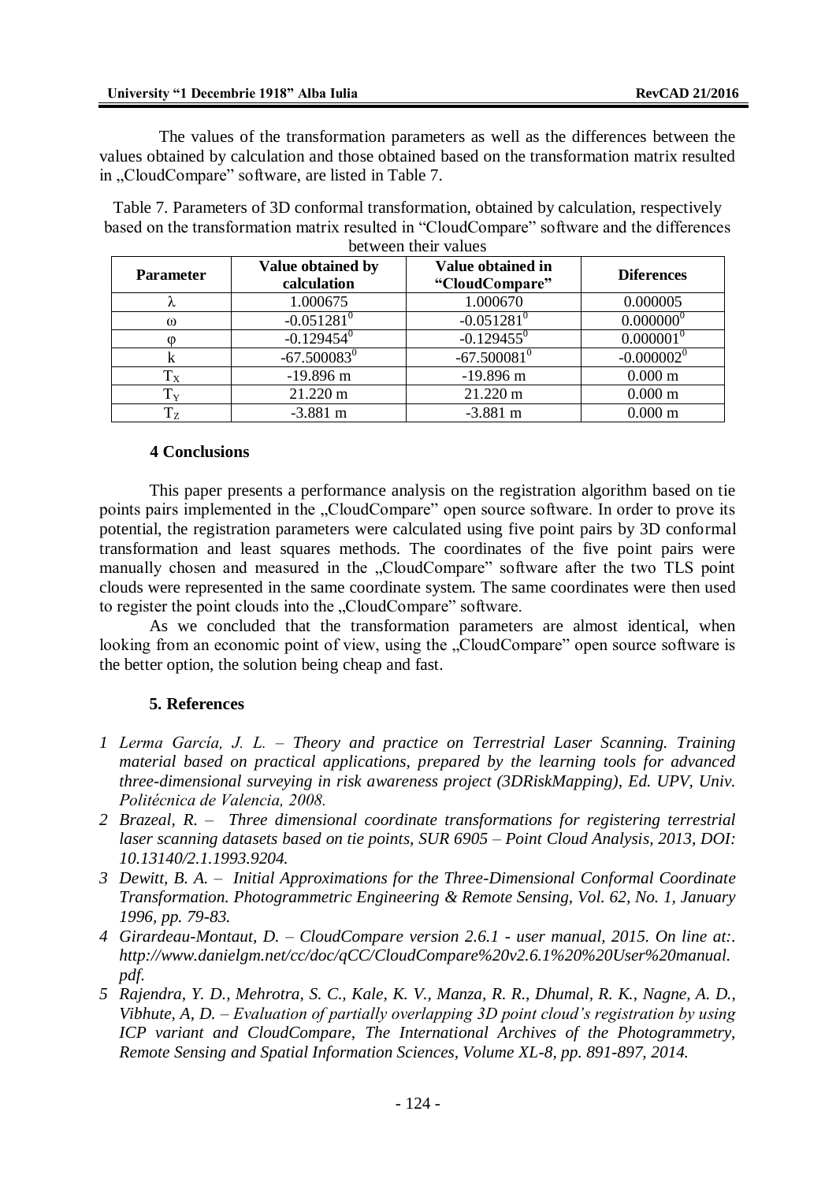The values of the transformation parameters as well as the differences between the values obtained by calculation and those obtained based on the transformation matrix resulted in „CloudCompare" software, are listed in Table 7.

Table 7. Parameters of 3D conformal transformation, obtained by calculation, respectively based on the transformation matrix resulted in "CloudCompare" software and the differences between their values

| Parameter | Value obtained by calculation | Value obtained in "CloudCompare" | Diferences |
|---|---|---|---|
| $\lambda$ | 1.000675 | 1.000670 | 0.000005 |
| $\omega$ | $-0.051281^0$ | $-0.051281^0$ | $0.000000^0$ |
| $\varphi$ | $-0.129454^0$ | $-0.129455^0$ | $0.000001^0$ |
| k | $-67.500083^0$ | $-67.500081^0$ | $-0.000002^0$ |
| $T_X$ | -19.896 m | -19.896 m | 0.000 m |
| $T_Y$ | 21.220 m | 21.220 m | 0.000 m |
| $T_Z$ | -3.881 m | -3.881 m | 0.000 m |

## 4 Conclusions

This paper presents a performance analysis on the registration algorithm based on tie points pairs implemented in the „CloudCompare" open source software. In order to prove its potential, the registration parameters were calculated using five point pairs by 3D conformal transformation and least squares methods. The coordinates of the five point pairs were manually chosen and measured in the „CloudCompare" software after the two TLS point clouds were represented in the same coordinate system. The same coordinates were then used to register the point clouds into the „CloudCompare" software.

As we concluded that the transformation parameters are almost identical, when looking from an economic point of view, using the „CloudCompare" open source software is the better option, the solution being cheap and fast.

## 5. References

1. *Lerma García, J. L. – Theory and practice on Terrestrial Laser Scanning. Training material based on practical applications, prepared by the learning tools for advanced three-dimensional surveying in risk awareness project (3DRiskMapping), Ed. UPV, Univ. Politécnica de Valencia, 2008.*
2. *Brazeal, R. – Three dimensional coordinate transformations for registering terrestrial laser scanning datasets based on tie points, SUR 6905 – Point Cloud Analysis, 2013, DOI: 10.13140/2.1.1993.9204.*
3. *Dewitt, B. A. – Initial Approximations for the Three-Dimensional Conformal Coordinate Transformation. Photogrammetric Engineering & Remote Sensing, Vol. 62, No. 1, January 1996, pp. 79-83.*
4. *Girardeau-Montaut, D. – CloudCompare version 2.6.1 - user manual, 2015. On line at:. http://www.danielgm.net/cc/doc/qCC/CloudCompare%20v2.6.1%20%20User%20manual.pdf.*
5. *Rajendra, Y. D., Mehrotra, S. C., Kale, K. V., Manza, R. R., Dhumal, R. K., Nagne, A. D., Vibhute, A, D. – Evaluation of partially overlapping 3D point cloud's registration by using ICP variant and CloudCompare, The International Archives of the Photogrammetry, Remote Sensing and Spatial Information Sciences, Volume XL-8, pp. 891-897, 2014.*